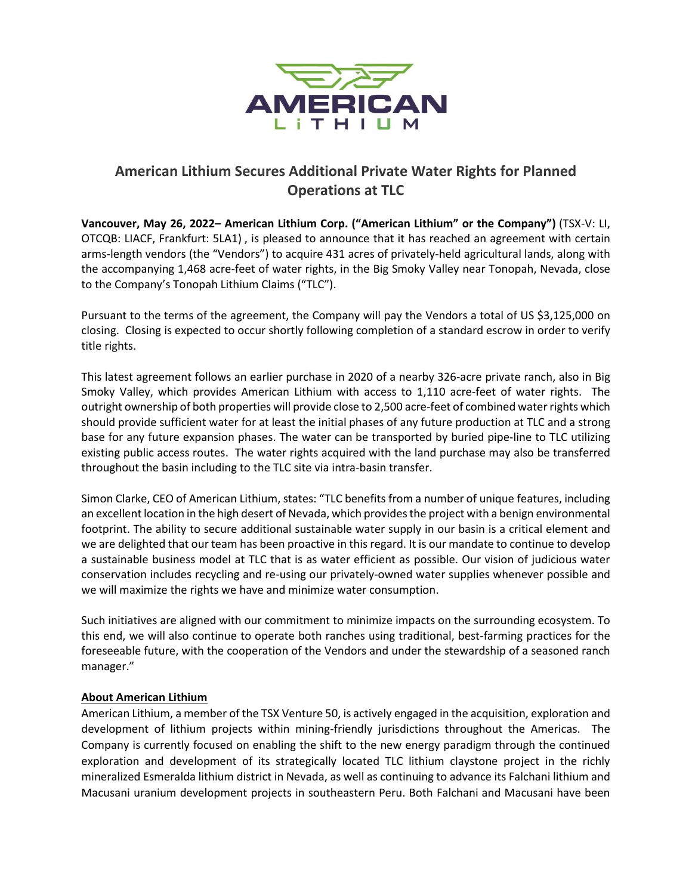# American Lithium Secures Additional Private Water Rights for Planned Operations at TLC

**Vancouver, May 26, 2022– American Lithium Corp. ("American Lithium" or the Company")** (TSX-V: LI, OTCQB: LIACF, Frankfurt: 5LA1) , is pleased to announce that it has reached an agreement with certain arms-length vendors (the "Vendors") to acquire 431 acres of privately-held agricultural lands, along with the accompanying 1,468 acre-feet of water rights, in the Big Smoky Valley near Tonopah, Nevada, close to the Company's Tonopah Lithium Claims ("TLC").

Pursuant to the terms of the agreement, the Company will pay the Vendors a total of US $3,125,000 on closing. Closing is expected to occur shortly following completion of a standard escrow in order to verify title rights.

This latest agreement follows an earlier purchase in 2020 of a nearby 326-acre private ranch, also in Big Smoky Valley, which provides American Lithium with access to 1,110 acre-feet of water rights. The outright ownership of both properties will provide close to 2,500 acre-feet of combined water rights which should provide sufficient water for at least the initial phases of any future production at TLC and a strong base for any future expansion phases. The water can be transported by buried pipe-line to TLC utilizing existing public access routes. The water rights acquired with the land purchase may also be transferred throughout the basin including to the TLC site via intra-basin transfer.

Simon Clarke, CEO of American Lithium, states: "TLC benefits from a number of unique features, including an excellent location in the high desert of Nevada, which provides the project with a benign environmental footprint. The ability to secure additional sustainable water supply in our basin is a critical element and we are delighted that our team has been proactive in this regard. It is our mandate to continue to develop a sustainable business model at TLC that is as water efficient as possible. Our vision of judicious water conservation includes recycling and re-using our privately-owned water supplies whenever possible and we will maximize the rights we have and minimize water consumption.

Such initiatives are aligned with our commitment to minimize impacts on the surrounding ecosystem. To this end, we will also continue to operate both ranches using traditional, best-farming practices for the foreseeable future, with the cooperation of the Vendors and under the stewardship of a seasoned ranch manager."

**About American Lithium**

American Lithium, a member of the TSX Venture 50, is actively engaged in the acquisition, exploration and development of lithium projects within mining-friendly jurisdictions throughout the Americas. The Company is currently focused on enabling the shift to the new energy paradigm through the continued exploration and development of its strategically located TLC lithium claystone project in the richly mineralized Esmeralda lithium district in Nevada, as well as continuing to advance its Falchani lithium and Macusani uranium development projects in southeastern Peru. Both Falchani and Macusani have been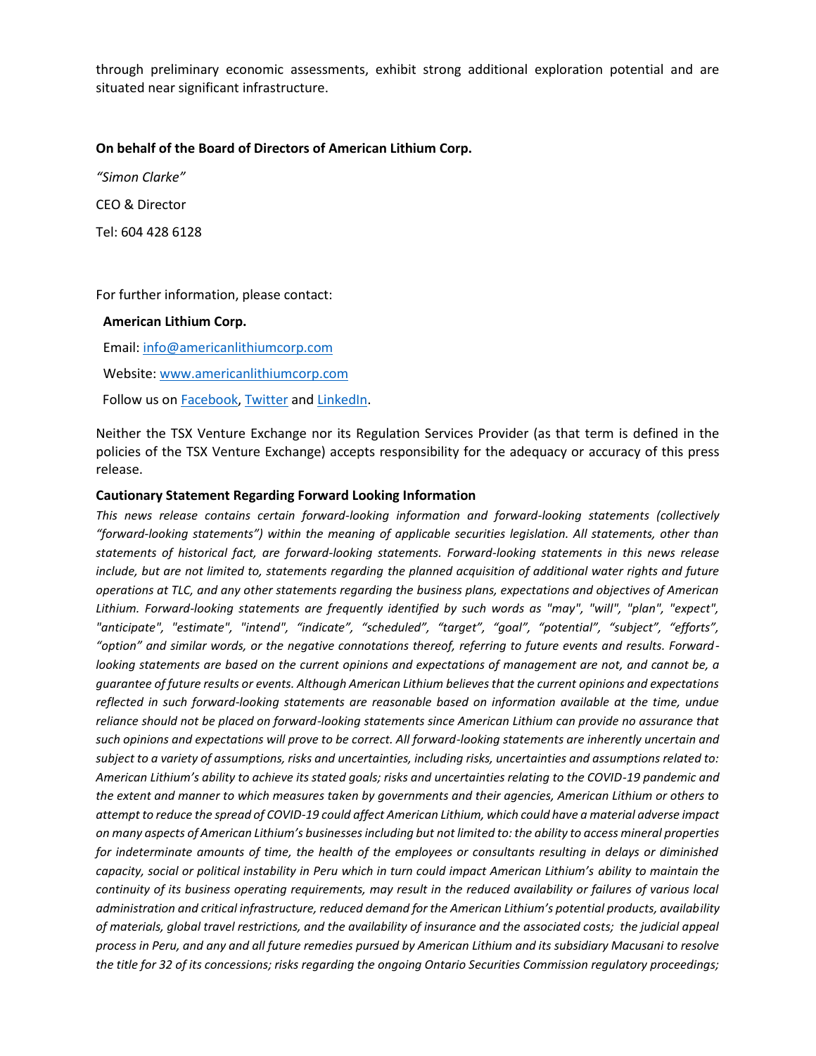through preliminary economic assessments, exhibit strong additional exploration potential and are situated near significant infrastructure.

**On behalf of the Board of Directors of American Lithium Corp.**

*"Simon Clarke"*

CEO & Director

Tel: 604 428 6128

For further information, please contact:

**American Lithium Corp.**

Email: info@americanlithiumcorp.com

Website: www.americanlithiumcorp.com

Follow us on Facebook, Twitter and LinkedIn.

Neither the TSX Venture Exchange nor its Regulation Services Provider (as that term is defined in the policies of the TSX Venture Exchange) accepts responsibility for the adequacy or accuracy of this press release.

**Cautionary Statement Regarding Forward Looking Information**

*This news release contains certain forward-looking information and forward-looking statements (collectively "forward-looking statements") within the meaning of applicable securities legislation. All statements, other than statements of historical fact, are forward-looking statements. Forward-looking statements in this news release include, but are not limited to, statements regarding the planned acquisition of additional water rights and future operations at TLC, and any other statements regarding the business plans, expectations and objectives of American Lithium. Forward-looking statements are frequently identified by such words as "may", "will", "plan", "expect", "anticipate", "estimate", "intend", "indicate", "scheduled", "target", "goal", "potential", "subject", "efforts", "option" and similar words, or the negative connotations thereof, referring to future events and results. Forward-looking statements are based on the current opinions and expectations of management are not, and cannot be, a guarantee of future results or events. Although American Lithium believes that the current opinions and expectations reflected in such forward-looking statements are reasonable based on information available at the time, undue reliance should not be placed on forward-looking statements since American Lithium can provide no assurance that such opinions and expectations will prove to be correct. All forward-looking statements are inherently uncertain and subject to a variety of assumptions, risks and uncertainties, including risks, uncertainties and assumptions related to: American Lithium's ability to achieve its stated goals; risks and uncertainties relating to the COVID-19 pandemic and the extent and manner to which measures taken by governments and their agencies, American Lithium or others to attempt to reduce the spread of COVID-19 could affect American Lithium, which could have a material adverse impact on many aspects of American Lithium's businesses including but not limited to: the ability to access mineral properties for indeterminate amounts of time, the health of the employees or consultants resulting in delays or diminished capacity, social or political instability in Peru which in turn could impact American Lithium's ability to maintain the continuity of its business operating requirements, may result in the reduced availability or failures of various local administration and critical infrastructure, reduced demand for the American Lithium's potential products, availability of materials, global travel restrictions, and the availability of insurance and the associated costs; the judicial appeal process in Peru, and any and all future remedies pursued by American Lithium and its subsidiary Macusani to resolve the title for 32 of its concessions; risks regarding the ongoing Ontario Securities Commission regulatory proceedings;*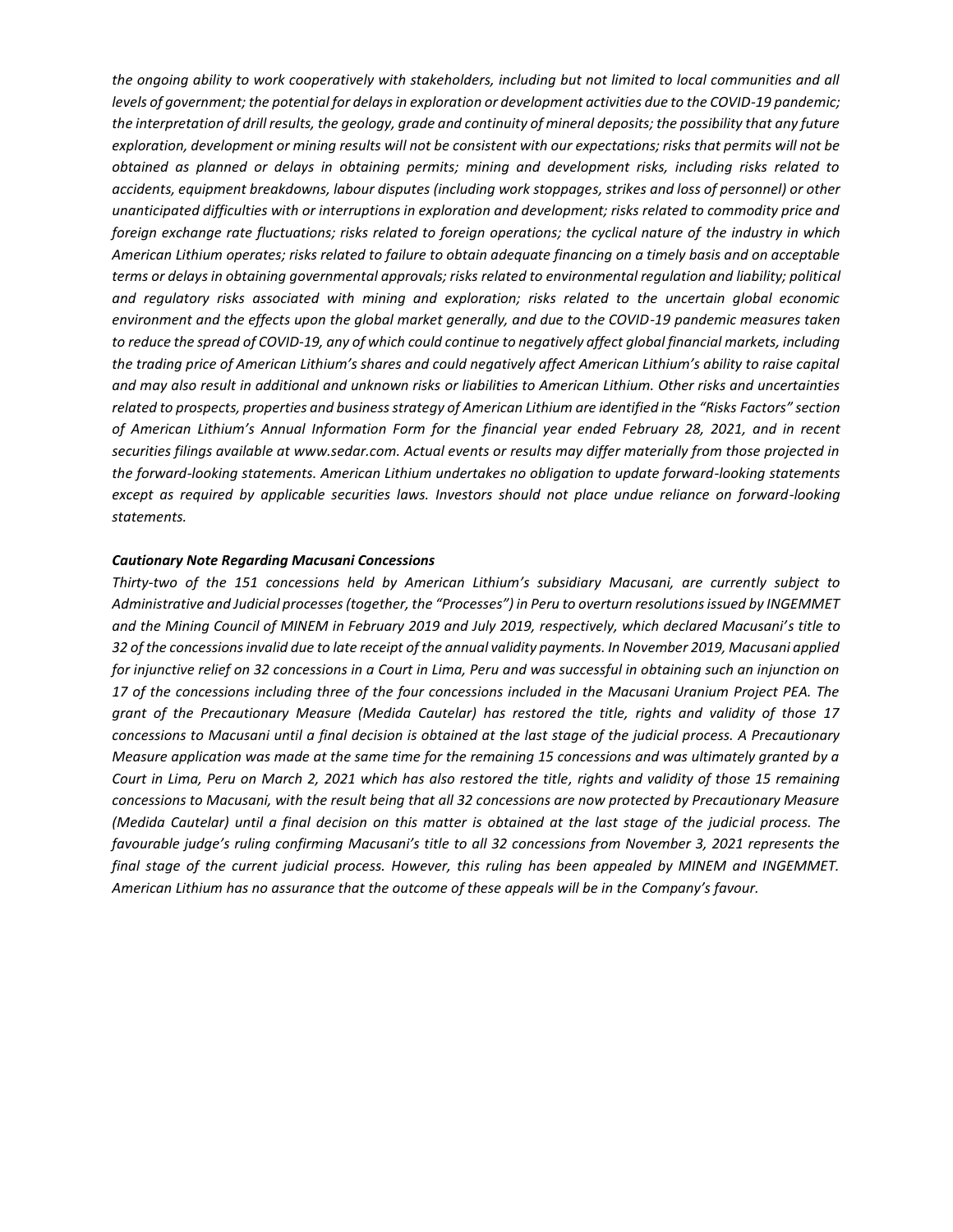*the ongoing ability to work cooperatively with stakeholders, including but not limited to local communities and all levels of government; the potential for delays in exploration or development activities due to the COVID-19 pandemic; the interpretation of drill results, the geology, grade and continuity of mineral deposits; the possibility that any future exploration, development or mining results will not be consistent with our expectations; risks that permits will not be obtained as planned or delays in obtaining permits; mining and development risks, including risks related to accidents, equipment breakdowns, labour disputes (including work stoppages, strikes and loss of personnel) or other unanticipated difficulties with or interruptions in exploration and development; risks related to commodity price and foreign exchange rate fluctuations; risks related to foreign operations; the cyclical nature of the industry in which American Lithium operates; risks related to failure to obtain adequate financing on a timely basis and on acceptable terms or delays in obtaining governmental approvals; risks related to environmental regulation and liability; political and regulatory risks associated with mining and exploration; risks related to the uncertain global economic environment and the effects upon the global market generally, and due to the COVID-19 pandemic measures taken to reduce the spread of COVID-19, any of which could continue to negatively affect global financial markets, including the trading price of American Lithium's shares and could negatively affect American Lithium's ability to raise capital and may also result in additional and unknown risks or liabilities to American Lithium. Other risks and uncertainties related to prospects, properties and business strategy of American Lithium are identified in the "Risks Factors" section of American Lithium's Annual Information Form for the financial year ended February 28, 2021, and in recent securities filings available at www.sedar.com. Actual events or results may differ materially from those projected in the forward-looking statements. American Lithium undertakes no obligation to update forward-looking statements except as required by applicable securities laws. Investors should not place undue reliance on forward-looking statements.*

***Cautionary Note Regarding Macusani Concessions***

*Thirty-two of the 151 concessions held by American Lithium's subsidiary Macusani, are currently subject to Administrative and Judicial processes (together, the "Processes") in Peru to overturn resolutions issued by INGEMMET and the Mining Council of MINEM in February 2019 and July 2019, respectively, which declared Macusani's title to 32 of the concessions invalid due to late receipt of the annual validity payments. In November 2019, Macusani applied for injunctive relief on 32 concessions in a Court in Lima, Peru and was successful in obtaining such an injunction on 17 of the concessions including three of the four concessions included in the Macusani Uranium Project PEA. The grant of the Precautionary Measure (Medida Cautelar) has restored the title, rights and validity of those 17 concessions to Macusani until a final decision is obtained at the last stage of the judicial process. A Precautionary Measure application was made at the same time for the remaining 15 concessions and was ultimately granted by a Court in Lima, Peru on March 2, 2021 which has also restored the title, rights and validity of those 15 remaining concessions to Macusani, with the result being that all 32 concessions are now protected by Precautionary Measure (Medida Cautelar) until a final decision on this matter is obtained at the last stage of the judicial process. The favourable judge's ruling confirming Macusani's title to all 32 concessions from November 3, 2021 represents the final stage of the current judicial process. However, this ruling has been appealed by MINEM and INGEMMET. American Lithium has no assurance that the outcome of these appeals will be in the Company's favour.*